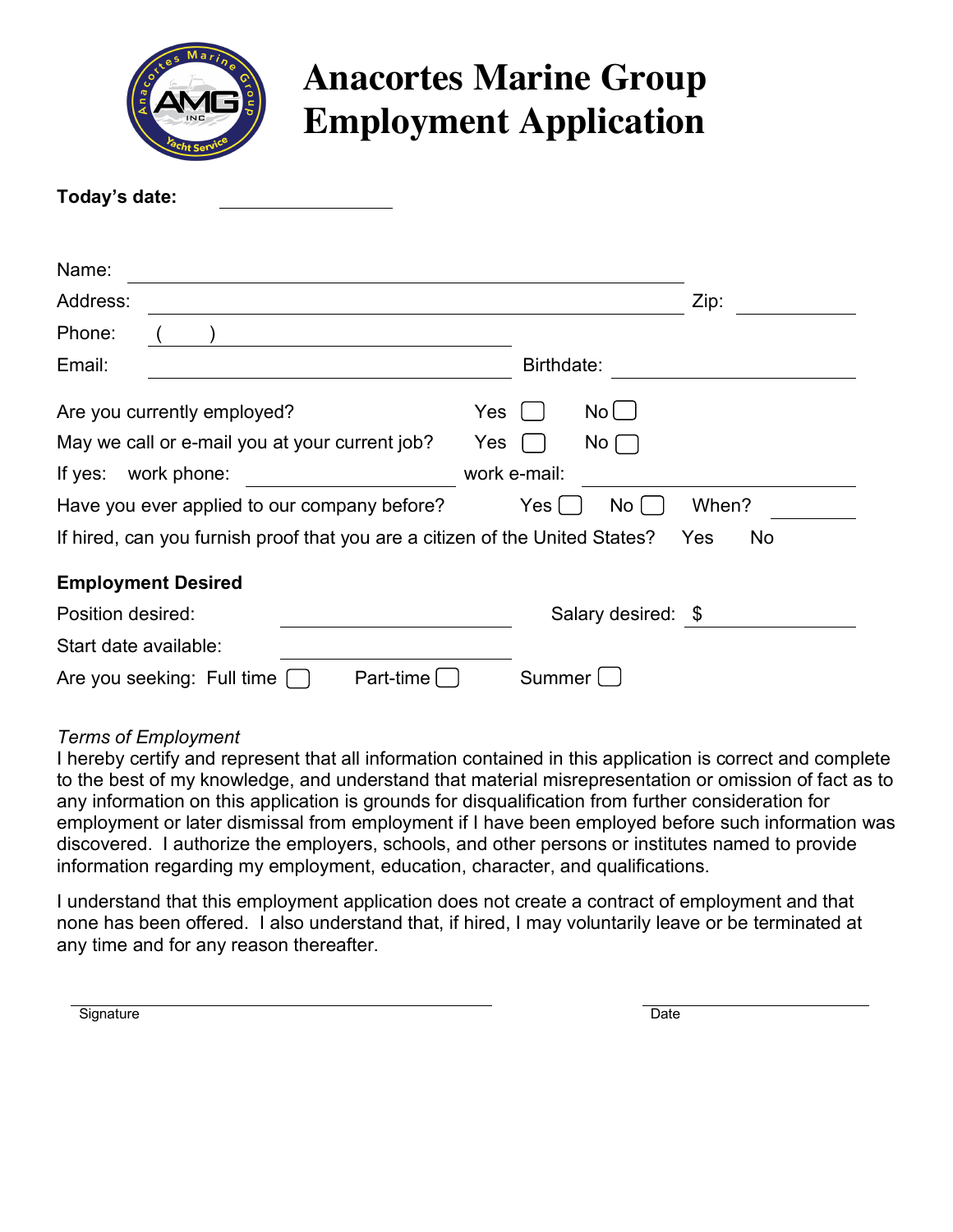# Anacortes Marine Group Employment Application

**Today's date:** ____________

Name: ____________________________________________

Address: ____________________________________________ Zip: ____________

Phone: ( ) ____________________________

Email: ____________________________ Birthdate: ____________________

Are you currently employed? Yes ☐ No ☐

May we call or e-mail you at your current job? Yes ☐ No ☐

If yes: work phone: ____________________ work e-mail: ____________________

Have you ever applied to our company before? Yes ☐ No ☐ When? ____________

If hired, can you furnish proof that you are a citizen of the United States? Yes No

**Employment Desired**

Position desired: ____________________ Salary desired: $ ____________

Start date available: ____________________

Are you seeking: Full time ☐ Part-time ☐ Summer ☐

*Terms of Employment*

I hereby certify and represent that all information contained in this application is correct and complete to the best of my knowledge, and understand that material misrepresentation or omission of fact as to any information on this application is grounds for disqualification from further consideration for employment or later dismissal from employment if I have been employed before such information was discovered. I authorize the employers, schools, and other persons or institutes named to provide information regarding my employment, education, character, and qualifications.

I understand that this employment application does not create a contract of employment and that none has been offered. I also understand that, if hired, I may voluntarily leave or be terminated at any time and for any reason thereafter.

______________________________ Signature

______________________________ Date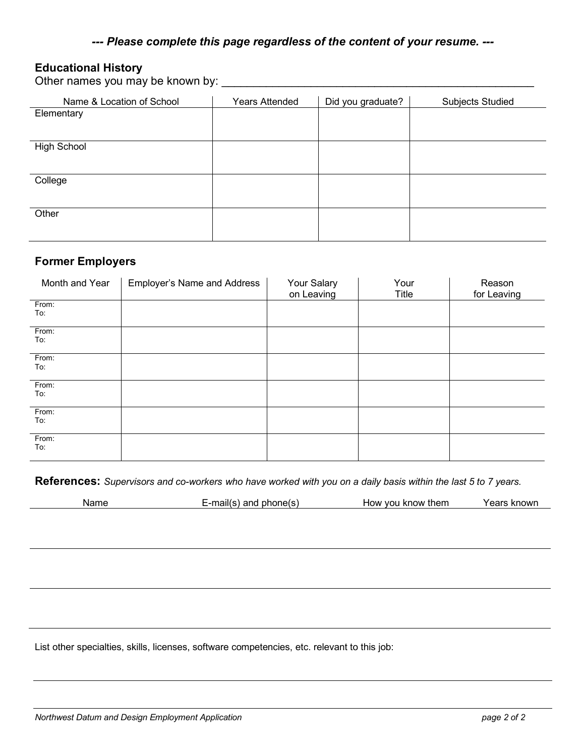***--- Please complete this page regardless of the content of your resume. ---***

## Educational History

Other names you may be known by: ___________________________________________________

| Name & Location of School | Years Attended | Did you graduate? | Subjects Studied |
|---|---|---|---|
| Elementary | | | |
| High School | | | |
| College | | | |
| Other | | | |

## Former Employers

| Month and Year | Employer's Name and Address | Your Salary on Leaving | Your Title | Reason for Leaving |
|---|---|---|---|---|
| From:<br>To: | | | | |
| From:<br>To: | | | | |
| From:<br>To: | | | | |
| From:<br>To: | | | | |
| From:<br>To: | | | | |
| From:<br>To: | | | | |

**References:** *Supervisors and co-workers who have worked with you on a daily basis within the last 5 to 7 years.*

| Name | E-mail(s) and phone(s) | How you know them | Years known |
|---|---|---|---|
| | | | |
| | | | |
| | | | |

List other specialties, skills, licenses, software competencies, etc. relevant to this job:

______________________________________________________________________________

______________________________________________________________________________